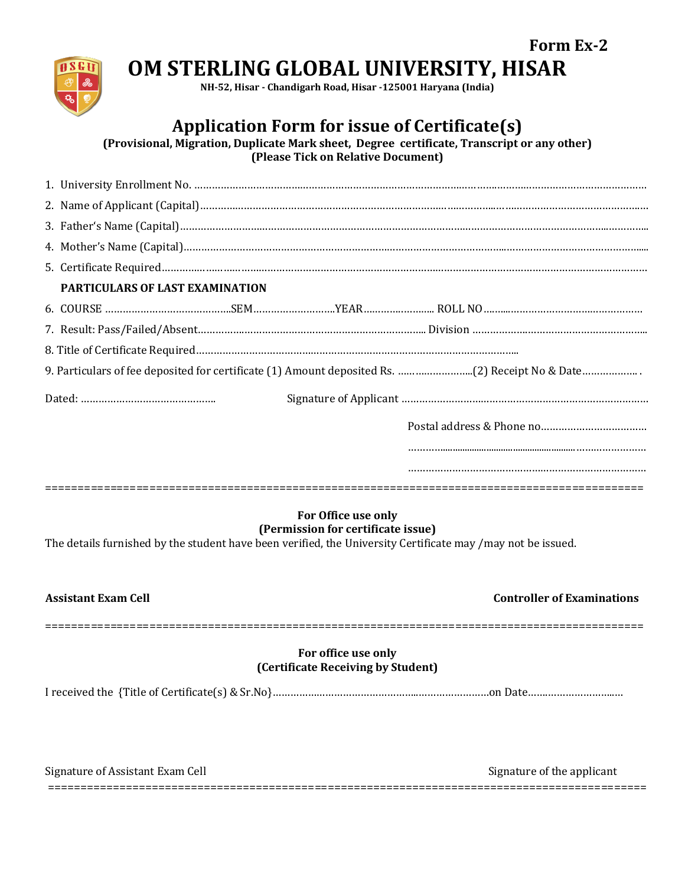**Form Ex-2**

# OM STERLING GLOBAL UNIVERSITY, HISAR

**NH-52, Hisar - Chandigarh Road, Hisar -125001 Haryana (India)**

## Application Form for issue of Certificate(s)

**(Provisional, Migration, Duplicate Mark sheet, Degree certificate, Transcript or any other)**
**(Please Tick on Relative Document)**

1. University Enrollment No. ……………………………………………………………………………………………………
2. Name of Applicant (Capital)……………………………………………………………………………………………………
3. Father's Name (Capital)…………………………………………………………………………………………………………
4. Mother's Name (Capital)………………………………………………………………………………………………………
5. Certificate Required……………………………………………………………………………………………………………

**PARTICULARS OF LAST EXAMINATION**

6. COURSE ……………………………………..SEM………………………..YEAR…………………….. ROLL NO……………………………………………
7. Result: Pass/Failed/Absent…………………………………………………………………… Division ……………………………………………………
8. Title of Certificate Required………………………………………………………………………………………………
9. Particulars of fee deposited for certificate (1) Amount deposited Rs. ……………………….(2) Receipt No & Date………………. .

Dated: ………………………………………..    Signature of Applicant ………………………………………………………………………

Postal address & Phone no………………………………

………………………………………………………………………

………………………………………………………………………

==========================================================================================

**For Office use only**
**(Permission for certificate issue)**

The details furnished by the student have been verified, the University Certificate may /may not be issued.

**Assistant Exam Cell**    **Controller of Examinations**

==========================================================================================

**For office use only**
**(Certificate Receiving by Student)**

I received the {Title of Certificate(s) & Sr.No}…………………………………………………………………on Date……………………………

Signature of Assistant Exam Cell    Signature of the applicant

==========================================================================================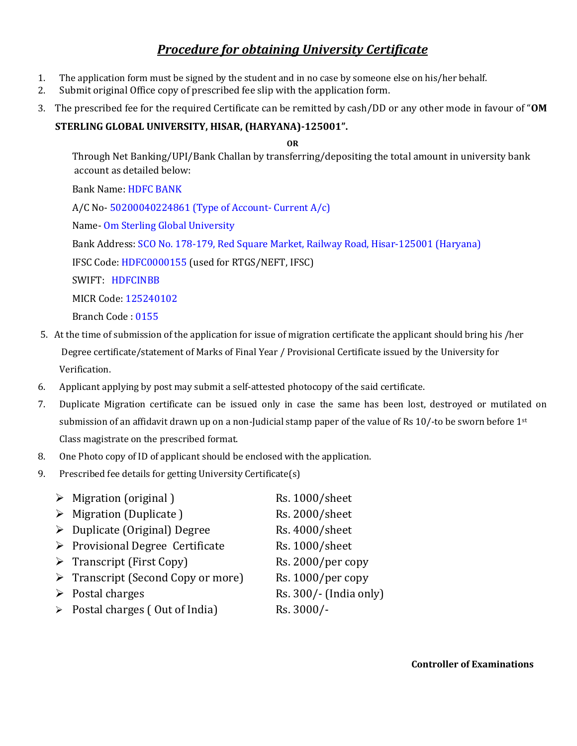# ***Procedure for obtaining University Certificate***

1. The application form must be signed by the student and in no case by someone else on his/her behalf.
2. Submit original Office copy of prescribed fee slip with the application form.
3. The prescribed fee for the required Certificate can be remitted by cash/DD or any other mode in favour of "**OM STERLING GLOBAL UNIVERSITY, HISAR, (HARYANA)-125001".**

**OR**

Through Net Banking/UPI/Bank Challan by transferring/depositing the total amount in university bank account as detailed below:

Bank Name: HDFC BANK

A/C No- 50200040224861 (Type of Account- Current A/c)

Name- Om Sterling Global University

Bank Address: SCO No. 178-179, Red Square Market, Railway Road, Hisar-125001 (Haryana)

IFSC Code: HDFC0000155 (used for RTGS/NEFT, IFSC)

SWIFT: HDFCINBB

MICR Code: 125240102

Branch Code : 0155

5. At the time of submission of the application for issue of migration certificate the applicant should bring his /her Degree certificate/statement of Marks of Final Year / Provisional Certificate issued by the University for Verification.
6. Applicant applying by post may submit a self-attested photocopy of the said certificate.
7. Duplicate Migration certificate can be issued only in case the same has been lost, destroyed or mutilated on submission of an affidavit drawn up on a non-Judicial stamp paper of the value of Rs 10/-to be sworn before 1st Class magistrate on the prescribed format.
8. One Photo copy of ID of applicant should be enclosed with the application.
9. Prescribed fee details for getting University Certificate(s)

| | |
|---|---|
| ➢ Migration (original ) | Rs. 1000/sheet |
| ➢ Migration (Duplicate ) | Rs. 2000/sheet |
| ➢ Duplicate (Original) Degree | Rs. 4000/sheet |
| ➢ Provisional Degree Certificate | Rs. 1000/sheet |
| ➢ Transcript (First Copy) | Rs. 2000/per copy |
| ➢ Transcript (Second Copy or more) | Rs. 1000/per copy |
| ➢ Postal charges | Rs. 300/- (India only) |
| ➢ Postal charges ( Out of India) | Rs. 3000/- |

**Controller of Examinations**